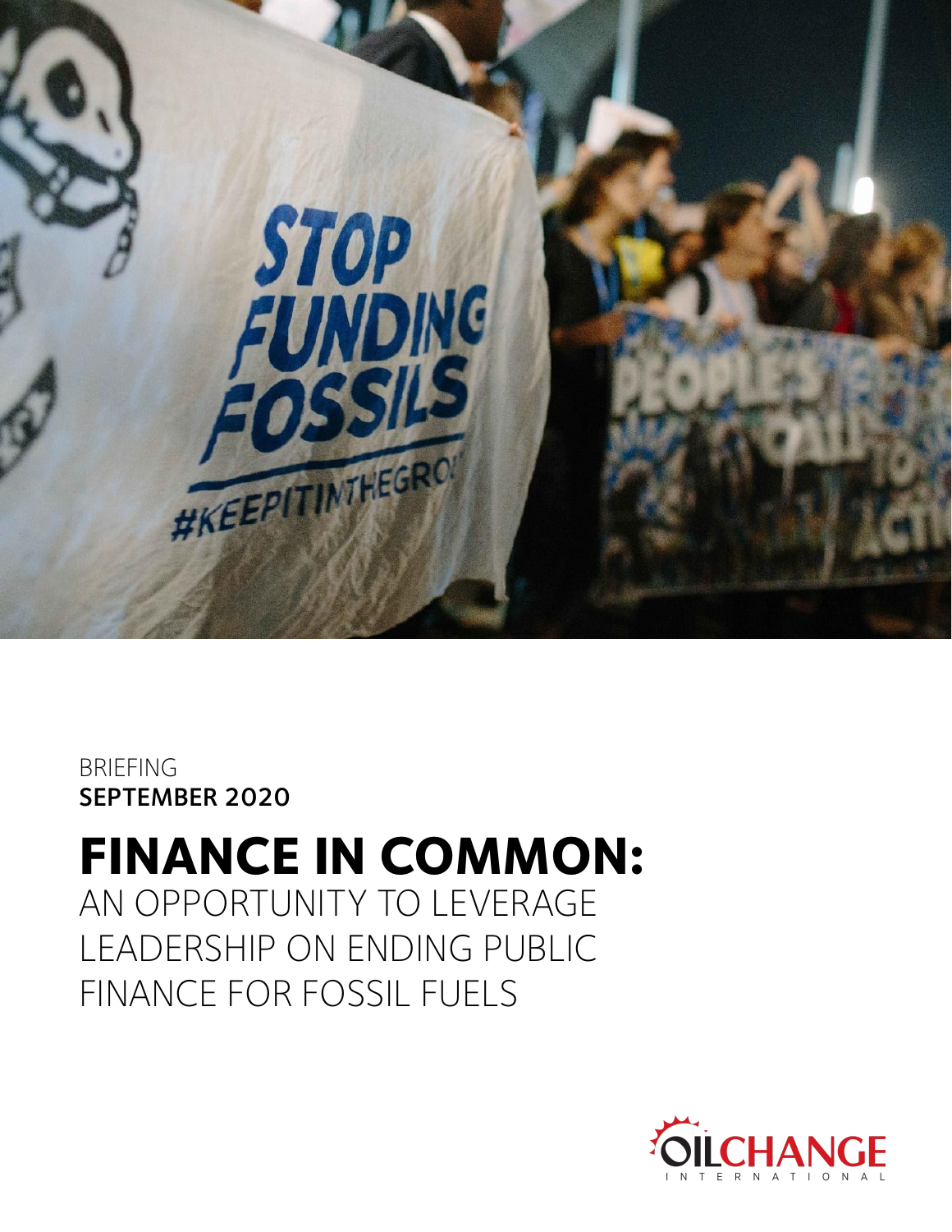BRIEFING
**SEPTEMBER 2020**

# FINANCE IN COMMON:
AN OPPORTUNITY TO LEVERAGE LEADERSHIP ON ENDING PUBLIC FINANCE FOR FOSSIL FUELS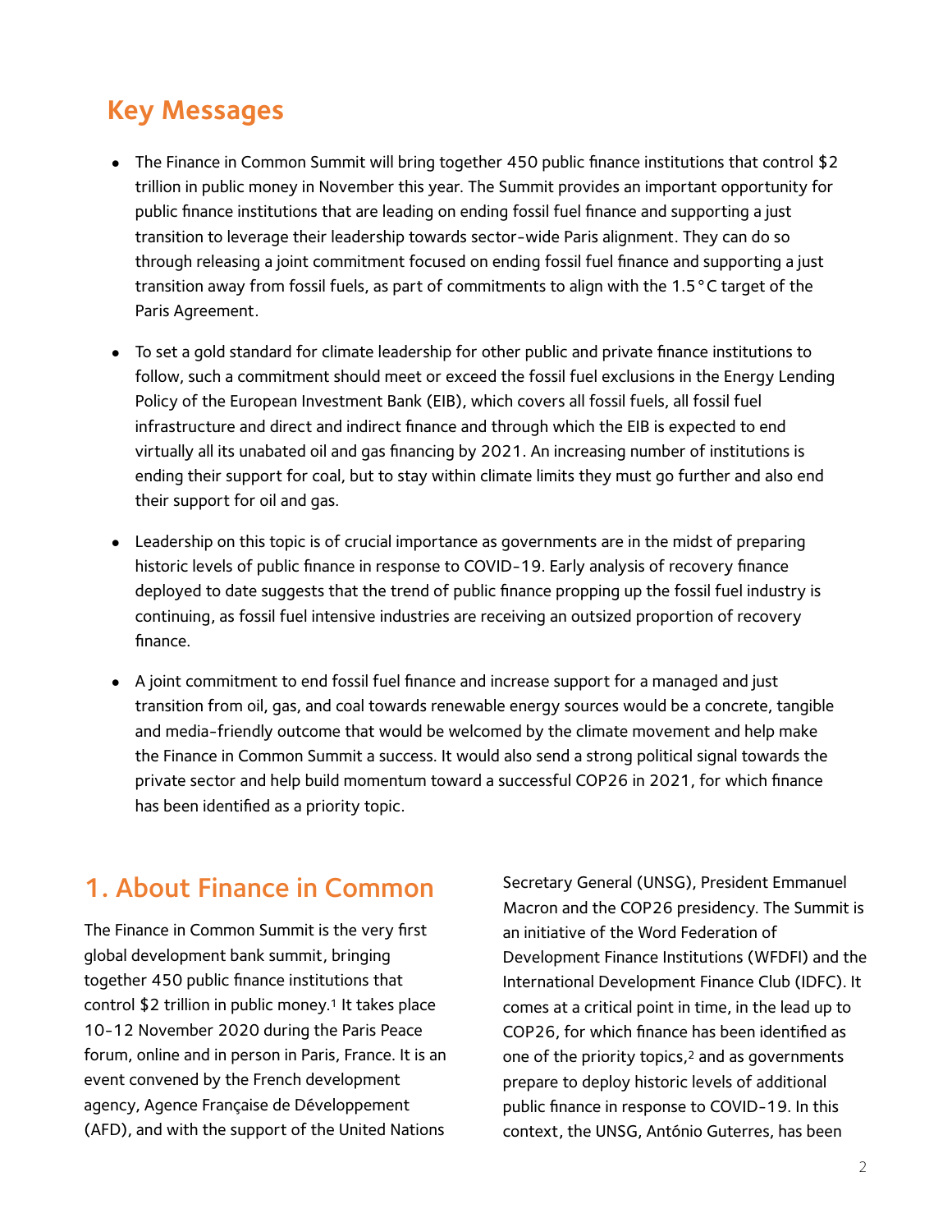## Key Messages

- The Finance in Common Summit will bring together 450 public finance institutions that control $2 trillion in public money in November this year. The Summit provides an important opportunity for public finance institutions that are leading on ending fossil fuel finance and supporting a just transition to leverage their leadership towards sector-wide Paris alignment. They can do so through releasing a joint commitment focused on ending fossil fuel finance and supporting a just transition away from fossil fuels, as part of commitments to align with the 1.5°C target of the Paris Agreement.

- To set a gold standard for climate leadership for other public and private finance institutions to follow, such a commitment should meet or exceed the fossil fuel exclusions in the Energy Lending Policy of the European Investment Bank (EIB), which covers all fossil fuels, all fossil fuel infrastructure and direct and indirect finance and through which the EIB is expected to end virtually all its unabated oil and gas financing by 2021. An increasing number of institutions is ending their support for coal, but to stay within climate limits they must go further and also end their support for oil and gas.

- Leadership on this topic is of crucial importance as governments are in the midst of preparing historic levels of public finance in response to COVID-19. Early analysis of recovery finance deployed to date suggests that the trend of public finance propping up the fossil fuel industry is continuing, as fossil fuel intensive industries are receiving an outsized proportion of recovery finance.

- A joint commitment to end fossil fuel finance and increase support for a managed and just transition from oil, gas, and coal towards renewable energy sources would be a concrete, tangible and media-friendly outcome that would be welcomed by the climate movement and help make the Finance in Common Summit a success. It would also send a strong political signal towards the private sector and help build momentum toward a successful COP26 in 2021, for which finance has been identified as a priority topic.

## 1. About Finance in Common

The Finance in Common Summit is the very first global development bank summit, bringing together 450 public finance institutions that control $2 trillion in public money.[1] It takes place 10-12 November 2020 during the Paris Peace forum, online and in person in Paris, France. It is an event convened by the French development agency, Agence Française de Développement (AFD), and with the support of the United Nations Secretary General (UNSG), President Emmanuel Macron and the COP26 presidency. The Summit is an initiative of the Word Federation of Development Finance Institutions (WFDFI) and the International Development Finance Club (IDFC). It comes at a critical point in time, in the lead up to COP26, for which finance has been identified as one of the priority topics,[2] and as governments prepare to deploy historic levels of additional public finance in response to COVID-19. In this context, the UNSG, António Guterres, has been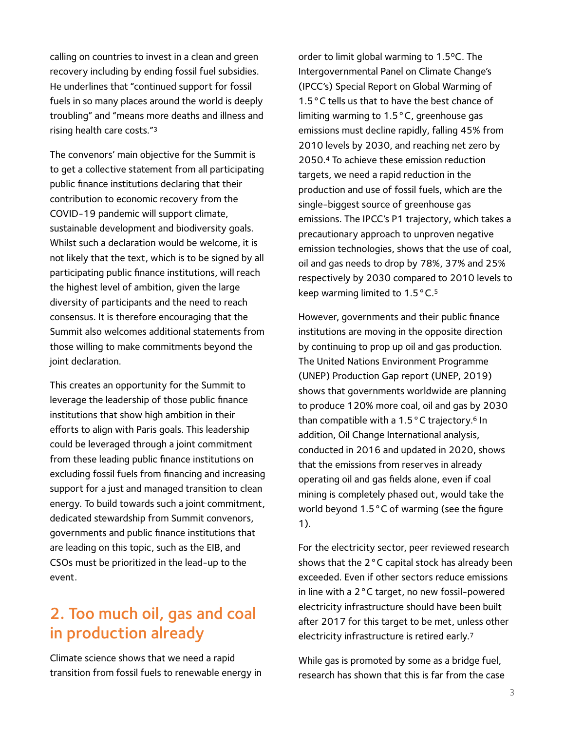calling on countries to invest in a clean and green recovery including by ending fossil fuel subsidies. He underlines that "continued support for fossil fuels in so many places around the world is deeply troubling" and "means more deaths and illness and rising health care costs."[3]

The convenors' main objective for the Summit is to get a collective statement from all participating public finance institutions declaring that their contribution to economic recovery from the COVID-19 pandemic will support climate, sustainable development and biodiversity goals. Whilst such a declaration would be welcome, it is not likely that the text, which is to be signed by all participating public finance institutions, will reach the highest level of ambition, given the large diversity of participants and the need to reach consensus. It is therefore encouraging that the Summit also welcomes additional statements from those willing to make commitments beyond the joint declaration.

This creates an opportunity for the Summit to leverage the leadership of those public finance institutions that show high ambition in their efforts to align with Paris goals. This leadership could be leveraged through a joint commitment from these leading public finance institutions on excluding fossil fuels from financing and increasing support for a just and managed transition to clean energy. To build towards such a joint commitment, dedicated stewardship from Summit convenors, governments and public finance institutions that are leading on this topic, such as the EIB, and CSOs must be prioritized in the lead-up to the event.

## 2. Too much oil, gas and coal in production already

Climate science shows that we need a rapid transition from fossil fuels to renewable energy in order to limit global warming to 1.5ºC. The Intergovernmental Panel on Climate Change's (IPCC's) Special Report on Global Warming of 1.5 °C tells us that to have the best chance of limiting warming to 1.5 °C, greenhouse gas emissions must decline rapidly, falling 45% from 2010 levels by 2030, and reaching net zero by 2050.[4] To achieve these emission reduction targets, we need a rapid reduction in the production and use of fossil fuels, which are the single-biggest source of greenhouse gas emissions. The IPCC's P1 trajectory, which takes a precautionary approach to unproven negative emission technologies, shows that the use of coal, oil and gas needs to drop by 78%, 37% and 25% respectively by 2030 compared to 2010 levels to keep warming limited to 1.5 °C.[5]

However, governments and their public finance institutions are moving in the opposite direction by continuing to prop up oil and gas production. The United Nations Environment Programme (UNEP) Production Gap report (UNEP, 2019) shows that governments worldwide are planning to produce 120% more coal, oil and gas by 2030 than compatible with a 1.5 °C trajectory.[6] In addition, Oil Change International analysis, conducted in 2016 and updated in 2020, shows that the emissions from reserves in already operating oil and gas fields alone, even if coal mining is completely phased out, would take the world beyond 1.5 °C of warming (see the figure 1).

For the electricity sector, peer reviewed research shows that the 2 °C capital stock has already been exceeded. Even if other sectors reduce emissions in line with a 2 °C target, no new fossil-powered electricity infrastructure should have been built after 2017 for this target to be met, unless other electricity infrastructure is retired early.[7]

While gas is promoted by some as a bridge fuel, research has shown that this is far from the case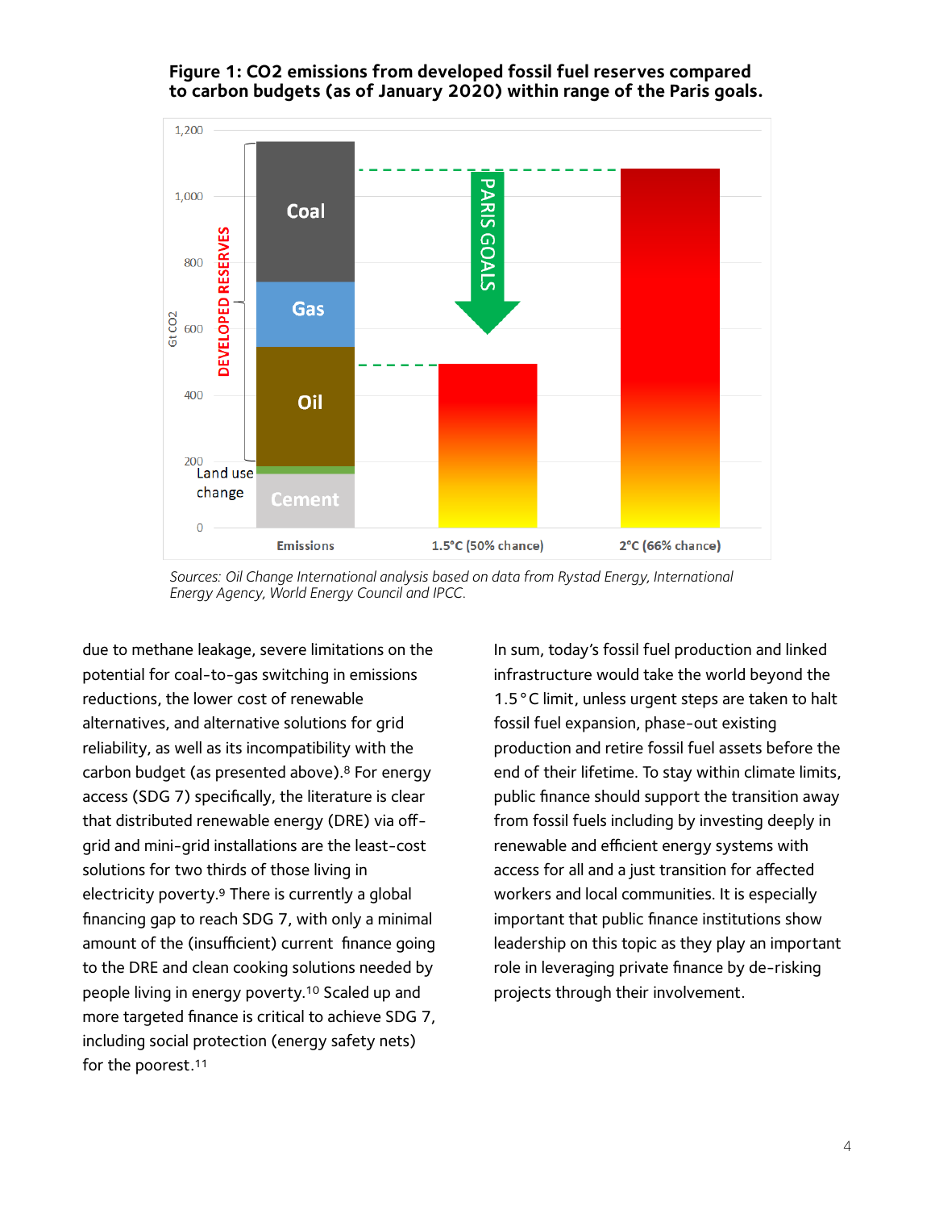**Figure 1: CO2 emissions from developed fossil fuel reserves compared to carbon budgets (as of January 2020) within range of the Paris goals.**

*Sources: Oil Change International analysis based on data from Rystad Energy, International Energy Agency, World Energy Council and IPCC.*

due to methane leakage, severe limitations on the potential for coal-to-gas switching in emissions reductions, the lower cost of renewable alternatives, and alternative solutions for grid reliability, as well as its incompatibility with the carbon budget (as presented above).[8] For energy access (SDG 7) specifically, the literature is clear that distributed renewable energy (DRE) via off-grid and mini-grid installations are the least-cost solutions for two thirds of those living in electricity poverty.[9] There is currently a global financing gap to reach SDG 7, with only a minimal amount of the (insufficient) current finance going to the DRE and clean cooking solutions needed by people living in energy poverty.[10] Scaled up and more targeted finance is critical to achieve SDG 7, including social protection (energy safety nets) for the poorest.[11]

In sum, today's fossil fuel production and linked infrastructure would take the world beyond the 1.5 °C limit, unless urgent steps are taken to halt fossil fuel expansion, phase-out existing production and retire fossil fuel assets before the end of their lifetime. To stay within climate limits, public finance should support the transition away from fossil fuels including by investing deeply in renewable and efficient energy systems with access for all and a just transition for affected workers and local communities. It is especially important that public finance institutions show leadership on this topic as they play an important role in leveraging private finance by de-risking projects through their involvement.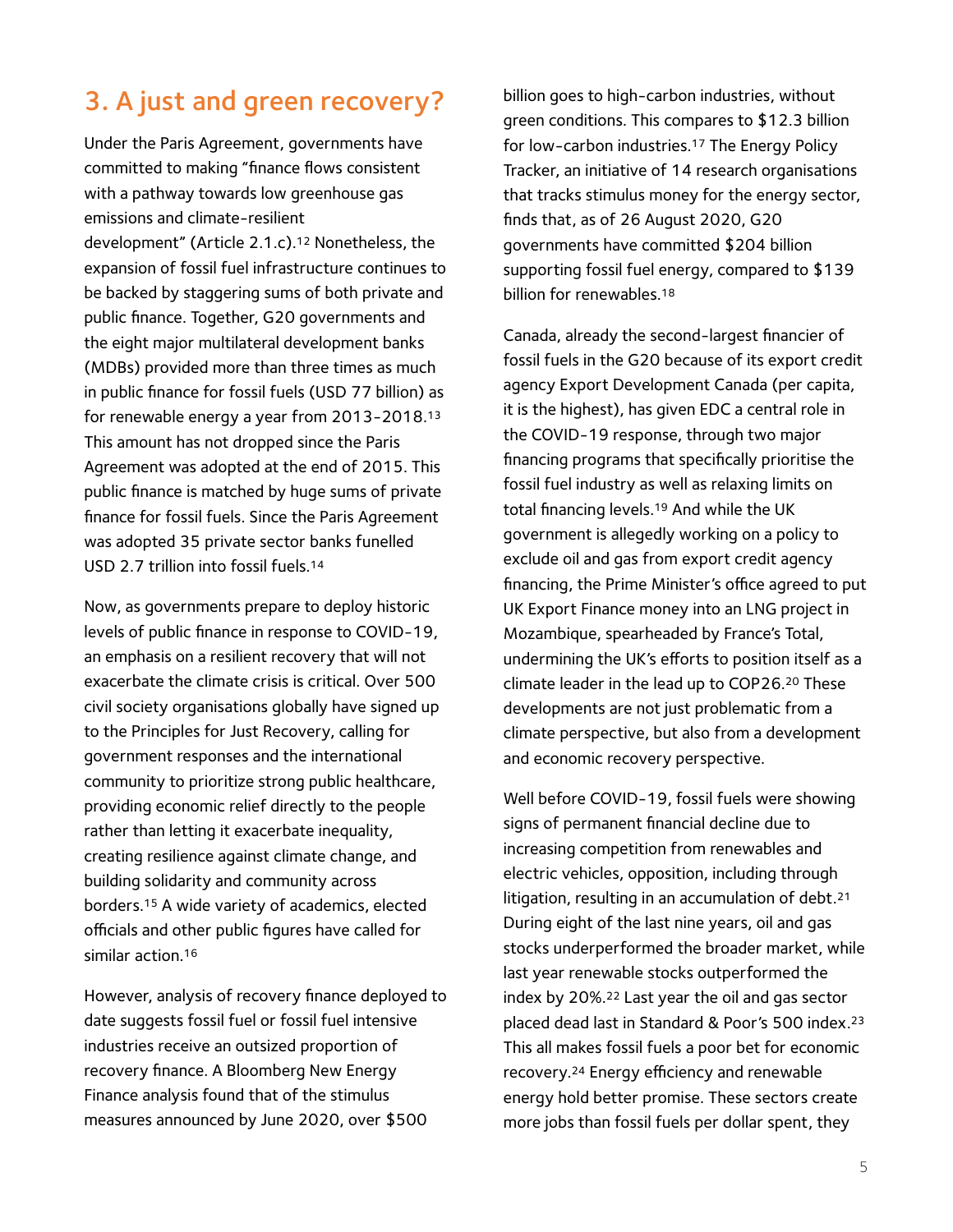## 3. A just and green recovery?

Under the Paris Agreement, governments have committed to making "finance flows consistent with a pathway towards low greenhouse gas emissions and climate-resilient development" (Article 2.1.c).[12] Nonetheless, the expansion of fossil fuel infrastructure continues to be backed by staggering sums of both private and public finance. Together, G20 governments and the eight major multilateral development banks (MDBs) provided more than three times as much in public finance for fossil fuels (USD 77 billion) as for renewable energy a year from 2013-2018.[13] This amount has not dropped since the Paris Agreement was adopted at the end of 2015. This public finance is matched by huge sums of private finance for fossil fuels. Since the Paris Agreement was adopted 35 private sector banks funelled USD 2.7 trillion into fossil fuels.[14]

Now, as governments prepare to deploy historic levels of public finance in response to COVID-19, an emphasis on a resilient recovery that will not exacerbate the climate crisis is critical. Over 500 civil society organisations globally have signed up to the Principles for Just Recovery, calling for government responses and the international community to prioritize strong public healthcare, providing economic relief directly to the people rather than letting it exacerbate inequality, creating resilience against climate change, and building solidarity and community across borders.[15] A wide variety of academics, elected officials and other public figures have called for similar action.[16]

However, analysis of recovery finance deployed to date suggests fossil fuel or fossil fuel intensive industries receive an outsized proportion of recovery finance. A Bloomberg New Energy Finance analysis found that of the stimulus measures announced by June 2020, over $500 billion goes to high-carbon industries, without green conditions. This compares to $12.3 billion for low-carbon industries.[17] The Energy Policy Tracker, an initiative of 14 research organisations that tracks stimulus money for the energy sector, finds that, as of 26 August 2020, G20 governments have committed $204 billion supporting fossil fuel energy, compared to $139 billion for renewables.[18]

Canada, already the second-largest financier of fossil fuels in the G20 because of its export credit agency Export Development Canada (per capita, it is the highest), has given EDC a central role in the COVID-19 response, through two major financing programs that specifically prioritise the fossil fuel industry as well as relaxing limits on total financing levels.[19] And while the UK government is allegedly working on a policy to exclude oil and gas from export credit agency financing, the Prime Minister's office agreed to put UK Export Finance money into an LNG project in Mozambique, spearheaded by France's Total, undermining the UK's efforts to position itself as a climate leader in the lead up to COP26.[20] These developments are not just problematic from a climate perspective, but also from a development and economic recovery perspective.

Well before COVID-19, fossil fuels were showing signs of permanent financial decline due to increasing competition from renewables and electric vehicles, opposition, including through litigation, resulting in an accumulation of debt.[21] During eight of the last nine years, oil and gas stocks underperformed the broader market, while last year renewable stocks outperformed the index by 20%.[22] Last year the oil and gas sector placed dead last in Standard & Poor's 500 index.[23] This all makes fossil fuels a poor bet for economic recovery.[24] Energy efficiency and renewable energy hold better promise. These sectors create more jobs than fossil fuels per dollar spent, they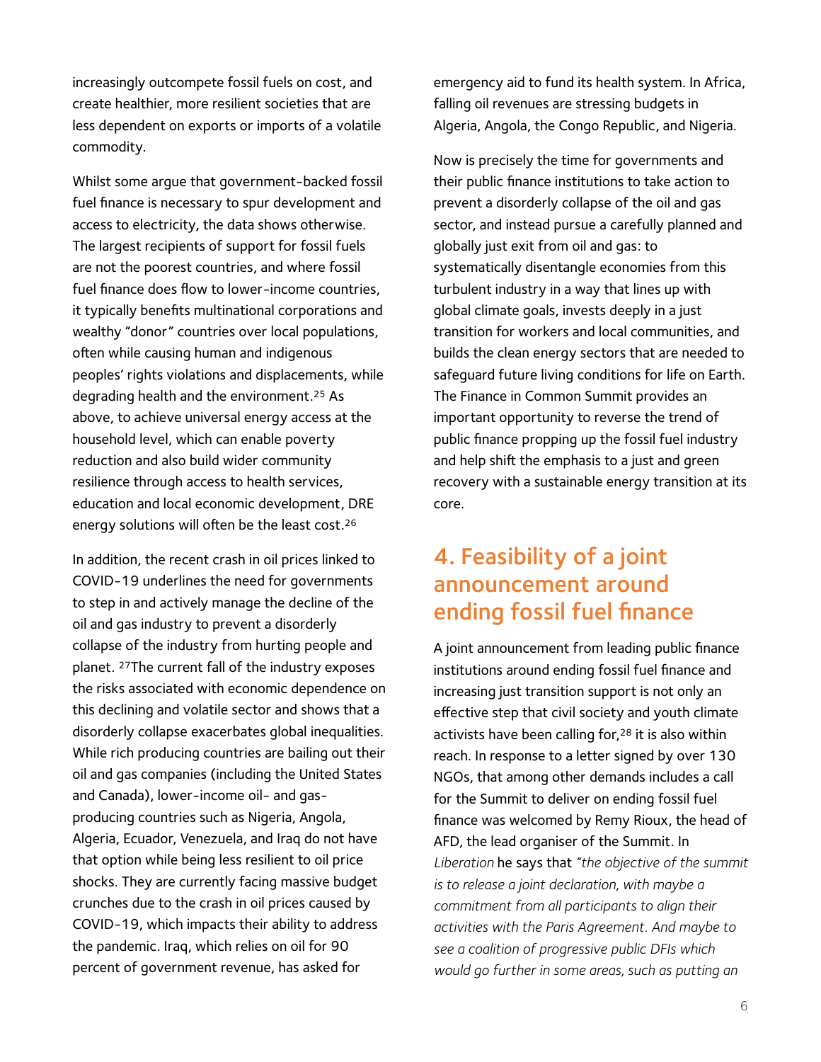increasingly outcompete fossil fuels on cost, and create healthier, more resilient societies that are less dependent on exports or imports of a volatile commodity.

Whilst some argue that government-backed fossil fuel finance is necessary to spur development and access to electricity, the data shows otherwise. The largest recipients of support for fossil fuels are not the poorest countries, and where fossil fuel finance does flow to lower-income countries, it typically benefits multinational corporations and wealthy "donor" countries over local populations, often while causing human and indigenous peoples' rights violations and displacements, while degrading health and the environment.[25] As above, to achieve universal energy access at the household level, which can enable poverty reduction and also build wider community resilience through access to health services, education and local economic development, DRE energy solutions will often be the least cost.[26]

In addition, the recent crash in oil prices linked to COVID-19 underlines the need for governments to step in and actively manage the decline of the oil and gas industry to prevent a disorderly collapse of the industry from hurting people and planet. [27]The current fall of the industry exposes the risks associated with economic dependence on this declining and volatile sector and shows that a disorderly collapse exacerbates global inequalities. While rich producing countries are bailing out their oil and gas companies (including the United States and Canada), lower-income oil- and gas-producing countries such as Nigeria, Angola, Algeria, Ecuador, Venezuela, and Iraq do not have that option while being less resilient to oil price shocks. They are currently facing massive budget crunches due to the crash in oil prices caused by COVID-19, which impacts their ability to address the pandemic. Iraq, which relies on oil for 90 percent of government revenue, has asked for emergency aid to fund its health system. In Africa, falling oil revenues are stressing budgets in Algeria, Angola, the Congo Republic, and Nigeria.

Now is precisely the time for governments and their public finance institutions to take action to prevent a disorderly collapse of the oil and gas sector, and instead pursue a carefully planned and globally just exit from oil and gas: to systematically disentangle economies from this turbulent industry in a way that lines up with global climate goals, invests deeply in a just transition for workers and local communities, and builds the clean energy sectors that are needed to safeguard future living conditions for life on Earth. The Finance in Common Summit provides an important opportunity to reverse the trend of public finance propping up the fossil fuel industry and help shift the emphasis to a just and green recovery with a sustainable energy transition at its core.

## 4. Feasibility of a joint announcement around ending fossil fuel finance

A joint announcement from leading public finance institutions around ending fossil fuel finance and increasing just transition support is not only an effective step that civil society and youth climate activists have been calling for,[28] it is also within reach. In response to a letter signed by over 130 NGOs, that among other demands includes a call for the Summit to deliver on ending fossil fuel finance was welcomed by Remy Rioux, the head of AFD, the lead organiser of the Summit. In *Liberation* he says that *"the objective of the summit is to release a joint declaration, with maybe a commitment from all participants to align their activities with the Paris Agreement. And maybe to see a coalition of progressive public DFIs which would go further in some areas, such as putting an*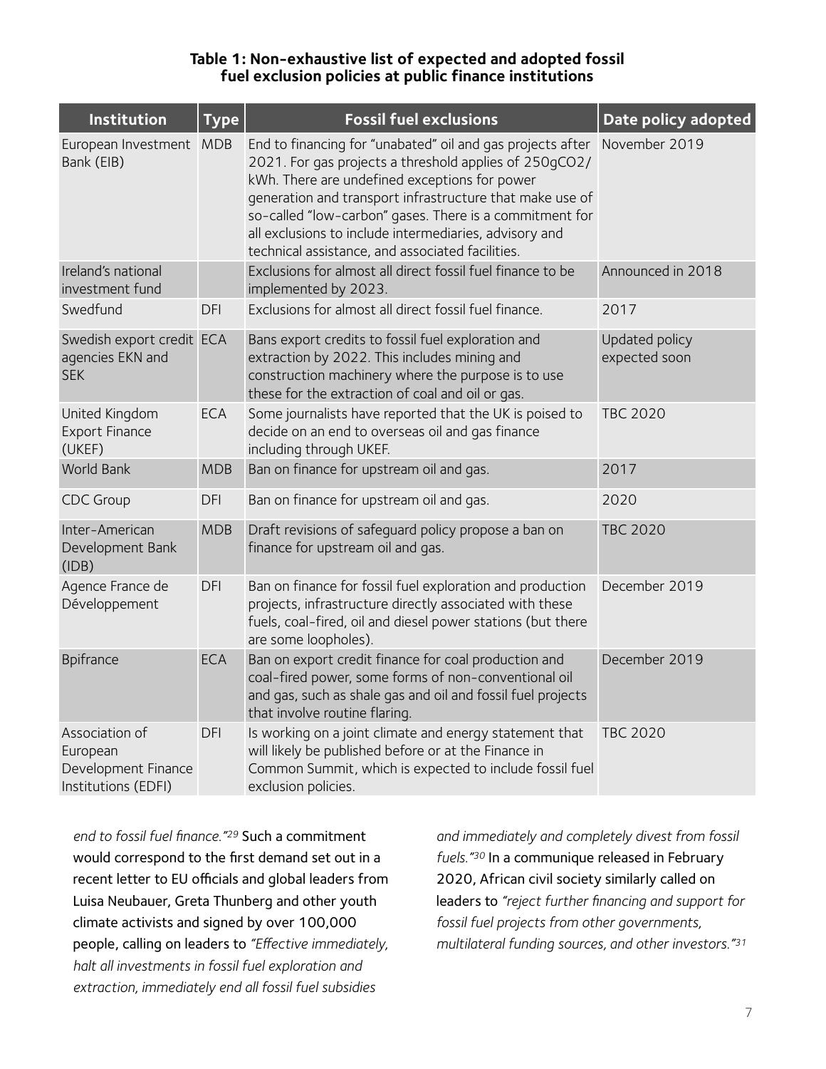**Table 1: Non-exhaustive list of expected and adopted fossil fuel exclusion policies at public finance institutions**

| Institution | Type | Fossil fuel exclusions | Date policy adopted |
|---|---|---|---|
| European Investment Bank (EIB) | MDB | End to financing for "unabated" oil and gas projects after 2021. For gas projects a threshold applies of 250gCO2/kWh. There are undefined exceptions for power generation and transport infrastructure that make use of so-called "low-carbon" gases. There is a commitment for all exclusions to include intermediaries, advisory and technical assistance, and associated facilities. | November 2019 |
| Ireland's national investment fund | | Exclusions for almost all direct fossil fuel finance to be implemented by 2023. | Announced in 2018 |
| Swedfund | DFI | Exclusions for almost all direct fossil fuel finance. | 2017 |
| Swedish export credit agencies EKN and SEK | ECA | Bans export credits to fossil fuel exploration and extraction by 2022. This includes mining and construction machinery where the purpose is to use these for the extraction of coal and oil or gas. | Updated policy expected soon |
| United Kingdom Export Finance (UKEF) | ECA | Some journalists have reported that the UK is poised to decide on an end to overseas oil and gas finance including through UKEF. | TBC 2020 |
| World Bank | MDB | Ban on finance for upstream oil and gas. | 2017 |
| CDC Group | DFI | Ban on finance for upstream oil and gas. | 2020 |
| Inter-American Development Bank (IDB) | MDB | Draft revisions of safeguard policy propose a ban on finance for upstream oil and gas. | TBC 2020 |
| Agence France de Développement | DFI | Ban on finance for fossil fuel exploration and production projects, infrastructure directly associated with these fuels, coal-fired, oil and diesel power stations (but there are some loopholes). | December 2019 |
| Bpifrance | ECA | Ban on export credit finance for coal production and coal-fired power, some forms of non-conventional oil and gas, such as shale gas and oil and fossil fuel projects that involve routine flaring. | December 2019 |
| Association of European Development Finance Institutions (EDFI) | DFI | Is working on a joint climate and energy statement that will likely be published before or at the Finance in Common Summit, which is expected to include fossil fuel exclusion policies. | TBC 2020 |

*end to fossil fuel finance."*[29] Such a commitment would correspond to the first demand set out in a recent letter to EU officials and global leaders from Luisa Neubauer, Greta Thunberg and other youth climate activists and signed by over 100,000 people, calling on leaders to *"Effective immediately, halt all investments in fossil fuel exploration and extraction, immediately end all fossil fuel subsidies and immediately and completely divest from fossil fuels."*[30] In a communique released in February 2020, African civil society similarly called on leaders to *"reject further financing and support for fossil fuel projects from other governments, multilateral funding sources, and other investors."*[31]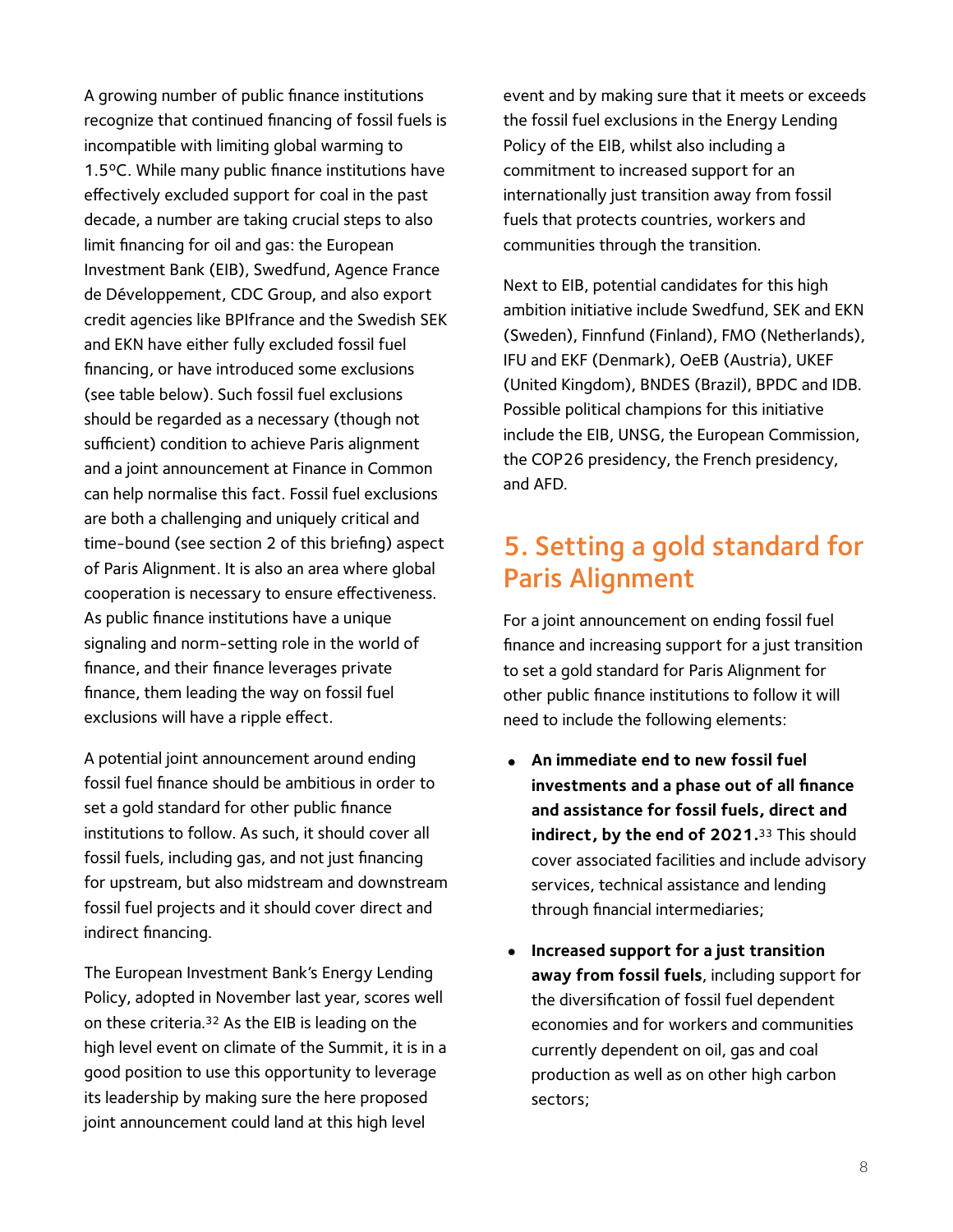A growing number of public finance institutions recognize that continued financing of fossil fuels is incompatible with limiting global warming to 1.5ºC. While many public finance institutions have effectively excluded support for coal in the past decade, a number are taking crucial steps to also limit financing for oil and gas: the European Investment Bank (EIB), Swedfund, Agence France de Développement, CDC Group, and also export credit agencies like BPIfrance and the Swedish SEK and EKN have either fully excluded fossil fuel financing, or have introduced some exclusions (see table below). Such fossil fuel exclusions should be regarded as a necessary (though not sufficient) condition to achieve Paris alignment and a joint announcement at Finance in Common can help normalise this fact. Fossil fuel exclusions are both a challenging and uniquely critical and time-bound (see section 2 of this briefing) aspect of Paris Alignment. It is also an area where global cooperation is necessary to ensure effectiveness. As public finance institutions have a unique signaling and norm-setting role in the world of finance, and their finance leverages private finance, them leading the way on fossil fuel exclusions will have a ripple effect.

A potential joint announcement around ending fossil fuel finance should be ambitious in order to set a gold standard for other public finance institutions to follow. As such, it should cover all fossil fuels, including gas, and not just financing for upstream, but also midstream and downstream fossil fuel projects and it should cover direct and indirect financing.

The European Investment Bank's Energy Lending Policy, adopted in November last year, scores well on these criteria.[32] As the EIB is leading on the high level event on climate of the Summit, it is in a good position to use this opportunity to leverage its leadership by making sure the here proposed joint announcement could land at this high level event and by making sure that it meets or exceeds the fossil fuel exclusions in the Energy Lending Policy of the EIB, whilst also including a commitment to increased support for an internationally just transition away from fossil fuels that protects countries, workers and communities through the transition.

Next to EIB, potential candidates for this high ambition initiative include Swedfund, SEK and EKN (Sweden), Finnfund (Finland), FMO (Netherlands), IFU and EKF (Denmark), OeEB (Austria), UKEF (United Kingdom), BNDES (Brazil), BPDC and IDB. Possible political champions for this initiative include the EIB, UNSG, the European Commission, the COP26 presidency, the French presidency, and AFD.

## 5. Setting a gold standard for Paris Alignment

For a joint announcement on ending fossil fuel finance and increasing support for a just transition to set a gold standard for Paris Alignment for other public finance institutions to follow it will need to include the following elements:

- **An immediate end to new fossil fuel investments and a phase out of all finance and assistance for fossil fuels, direct and indirect, by the end of 2021.**[33] This should cover associated facilities and include advisory services, technical assistance and lending through financial intermediaries;
- **Increased support for a just transition away from fossil fuels**, including support for the diversification of fossil fuel dependent economies and for workers and communities currently dependent on oil, gas and coal production as well as on other high carbon sectors;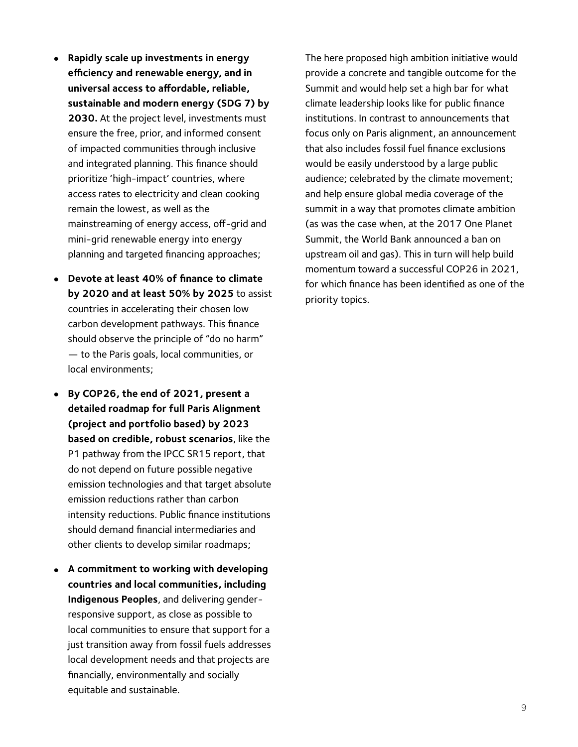- **Rapidly scale up investments in energy efficiency and renewable energy, and in universal access to affordable, reliable, sustainable and modern energy (SDG 7) by 2030.** At the project level, investments must ensure the free, prior, and informed consent of impacted communities through inclusive and integrated planning. This finance should prioritize 'high-impact' countries, where access rates to electricity and clean cooking remain the lowest, as well as the mainstreaming of energy access, off-grid and mini-grid renewable energy into energy planning and targeted financing approaches;
- **Devote at least 40% of finance to climate by 2020 and at least 50% by 2025** to assist countries in accelerating their chosen low carbon development pathways. This finance should observe the principle of "do no harm" — to the Paris goals, local communities, or local environments;
- **By COP26, the end of 2021, present a detailed roadmap for full Paris Alignment (project and portfolio based) by 2023 based on credible, robust scenarios**, like the P1 pathway from the IPCC SR15 report, that do not depend on future possible negative emission technologies and that target absolute emission reductions rather than carbon intensity reductions. Public finance institutions should demand financial intermediaries and other clients to develop similar roadmaps;
- **A commitment to working with developing countries and local communities, including Indigenous Peoples**, and delivering gender-responsive support, as close as possible to local communities to ensure that support for a just transition away from fossil fuels addresses local development needs and that projects are financially, environmentally and socially equitable and sustainable.

The here proposed high ambition initiative would provide a concrete and tangible outcome for the Summit and would help set a high bar for what climate leadership looks like for public finance institutions. In contrast to announcements that focus only on Paris alignment, an announcement that also includes fossil fuel finance exclusions would be easily understood by a large public audience; celebrated by the climate movement; and help ensure global media coverage of the summit in a way that promotes climate ambition (as was the case when, at the 2017 One Planet Summit, the World Bank announced a ban on upstream oil and gas). This in turn will help build momentum toward a successful COP26 in 2021, for which finance has been identified as one of the priority topics.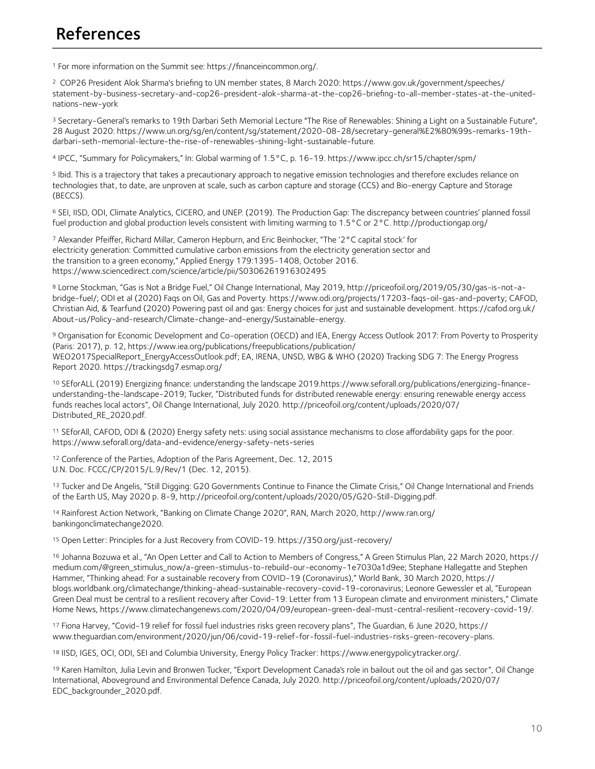# References

[1] For more information on the Summit see: https://financeincommon.org/.

[2] COP26 President Alok Sharma's briefing to UN member states, 8 March 2020: https://www.gov.uk/government/speeches/statement-by-business-secretary-and-cop26-president-alok-sharma-at-the-cop26-briefing-to-all-member-states-at-the-united-nations-new-york

[3] Secretary-General's remarks to 19th Darbari Seth Memorial Lecture "The Rise of Renewables: Shining a Light on a Sustainable Future", 28 August 2020: https://www.un.org/sg/en/content/sg/statement/2020-08-28/secretary-general%E2%80%99s-remarks-19th-darbari-seth-memorial-lecture-the-rise-of-renewables-shining-light-sustainable-future.

[4] IPCC, "Summary for Policymakers," In: Global warming of 1.5°C, p. 16-19. https://www.ipcc.ch/sr15/chapter/spm/

[5] Ibid. This is a trajectory that takes a precautionary approach to negative emission technologies and therefore excludes reliance on technologies that, to date, are unproven at scale, such as carbon capture and storage (CCS) and Bio-energy Capture and Storage (BECCS).

[6] SEI, IISD, ODI, Climate Analytics, CICERO, and UNEP. (2019). The Production Gap: The discrepancy between countries' planned fossil fuel production and global production levels consistent with limiting warming to 1.5°C or 2°C. http://productiongap.org/

[7] Alexander Pfeiffer, Richard Millar, Cameron Hepburn, and Eric Beinhocker, "The '2°C capital stock' for electricity generation: Committed cumulative carbon emissions from the electricity generation sector and the transition to a green economy," Applied Energy 179:1395-1408, October 2016. https://www.sciencedirect.com/science/article/pii/S0306261916302495

[8] Lorne Stockman, "Gas is Not a Bridge Fuel," Oil Change International, May 2019, http://priceofoil.org/2019/05/30/gas-is-not-a-bridge-fuel/; ODI et al (2020) Faqs on Oil, Gas and Poverty. https://www.odi.org/projects/17203-faqs-oil-gas-and-poverty; CAFOD, Christian Aid, & Tearfund (2020) Powering past oil and gas: Energy choices for just and sustainable development. https://cafod.org.uk/About-us/Policy-and-research/Climate-change-and-energy/Sustainable-energy.

[9] Organisation for Economic Development and Co-operation (OECD) and IEA, Energy Access Outlook 2017: From Poverty to Prosperity (Paris: 2017), p. 12, https://www.iea.org/publications/freepublications/publication/WEO2017SpecialReport_EnergyAccessOutlook.pdf; EA, IRENA, UNSD, WBG & WHO (2020) Tracking SDG 7: The Energy Progress Report 2020. https://trackingsdg7.esmap.org/

[10] SEforALL (2019) Energizing finance: understanding the landscape 2019.https://www.seforall.org/publications/energizing-finance-understanding-the-landscape-2019; Tucker, "Distributed funds for distributed renewable energy: ensuring renewable energy access funds reaches local actors", Oil Change International, July 2020. http://priceofoil.org/content/uploads/2020/07/Distributed_RE_2020.pdf.

[11] SEforAll, CAFOD, ODI & (2020) Energy safety nets: using social assistance mechanisms to close affordability gaps for the poor. https://www.seforall.org/data-and-evidence/energy-safety-nets-series

[12] Conference of the Parties, Adoption of the Paris Agreement, Dec. 12, 2015 U.N. Doc. FCCC/CP/2015/L.9/Rev/1 (Dec. 12, 2015).

[13] Tucker and De Angelis, "Still Digging: G20 Governments Continue to Finance the Climate Crisis," Oil Change International and Friends of the Earth US, May 2020 p. 8-9, http://priceofoil.org/content/uploads/2020/05/G20-Still-Digging.pdf.

[14] Rainforest Action Network, "Banking on Climate Change 2020", RAN, March 2020, http://www.ran.org/bankingonclimatechange2020.

[15] Open Letter: Principles for a Just Recovery from COVID-19. https://350.org/just-recovery/

[16] Johanna Bozuwa et al., "An Open Letter and Call to Action to Members of Congress," A Green Stimulus Plan, 22 March 2020, https://medium.com/@green_stimulus_now/a-green-stimulus-to-rebuild-our-economy-1e7030a1d9ee; Stephane Hallegatte and Stephen Hammer, "Thinking ahead: For a sustainable recovery from COVID-19 (Coronavirus)," World Bank, 30 March 2020, https://blogs.worldbank.org/climatechange/thinking-ahead-sustainable-recovery-covid-19-coronavirus; Leonore Gewessler et al, "European Green Deal must be central to a resilient recovery after Covid-19: Letter from 13 European climate and environment ministers," Climate Home News, https://www.climatechangenews.com/2020/04/09/european-green-deal-must-central-resilient-recovery-covid-19/.

[17] Fiona Harvey, "Covid-19 relief for fossil fuel industries risks green recovery plans", The Guardian, 6 June 2020, https://www.theguardian.com/environment/2020/jun/06/covid-19-relief-for-fossil-fuel-industries-risks-green-recovery-plans.

[18] IISD, IGES, OCI, ODI, SEI and Columbia University, Energy Policy Tracker: https://www.energypolicytracker.org/.

[19] Karen Hamilton, Julia Levin and Bronwen Tucker, "Export Development Canada's role in bailout out the oil and gas sector", Oil Change International, Aboveground and Environmental Defence Canada, July 2020. http://priceofoil.org/content/uploads/2020/07/EDC_backgrounder_2020.pdf.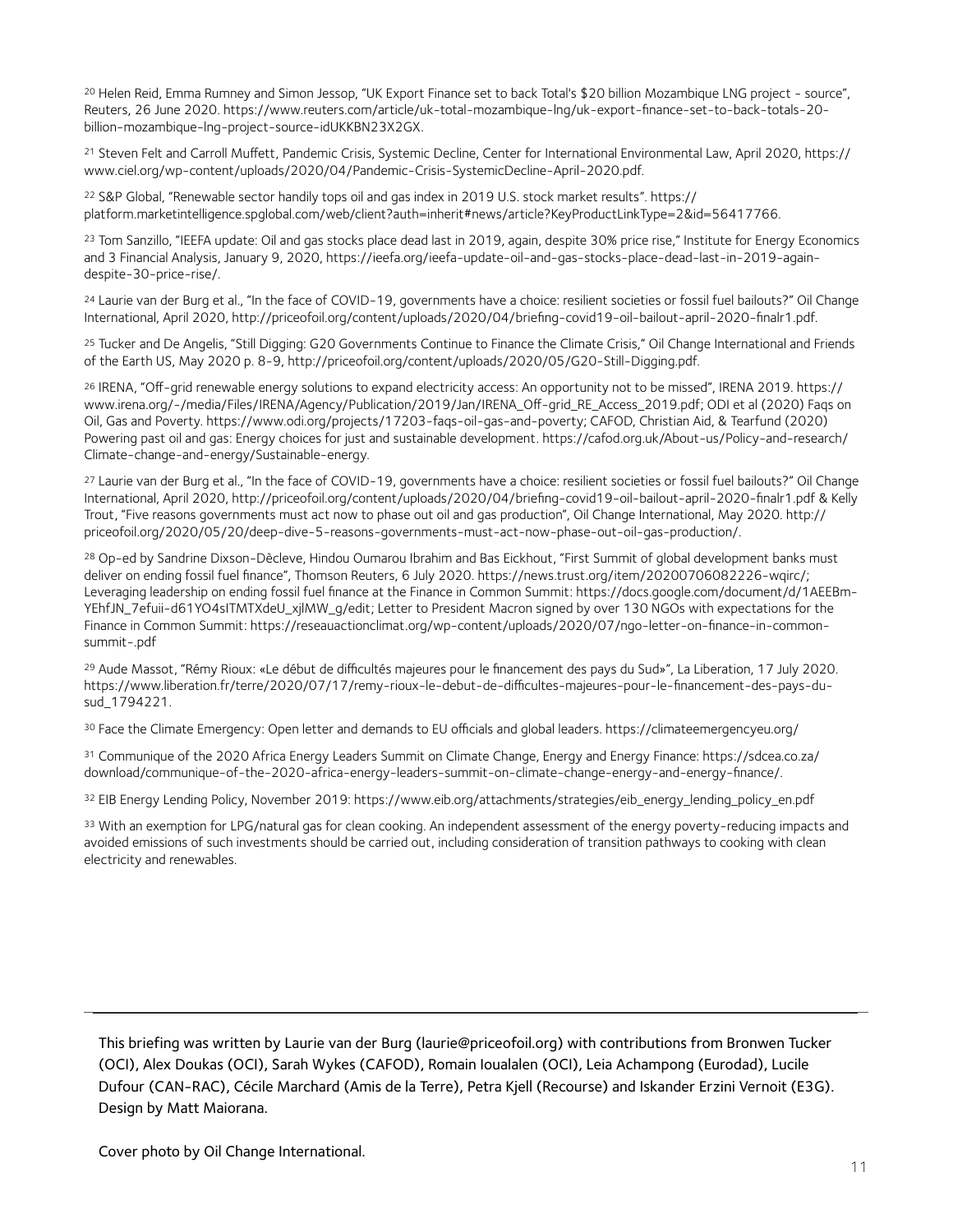[20] Helen Reid, Emma Rumney and Simon Jessop, "UK Export Finance set to back Total's $20 billion Mozambique LNG project - source", Reuters, 26 June 2020. https://www.reuters.com/article/uk-total-mozambique-lng/uk-export-finance-set-to-back-totals-20-billion-mozambique-lng-project-source-idUKKBN23X2GX.

[21] Steven Felt and Carroll Muffett, Pandemic Crisis, Systemic Decline, Center for International Environmental Law, April 2020, https://www.ciel.org/wp-content/uploads/2020/04/Pandemic-Crisis-SystemicDecline-April-2020.pdf.

[22] S&P Global, "Renewable sector handily tops oil and gas index in 2019 U.S. stock market results". https://platform.marketintelligence.spglobal.com/web/client?auth=inherit#news/article?KeyProductLinkType=2&id=56417766.

[23] Tom Sanzillo, "IEEFA update: Oil and gas stocks place dead last in 2019, again, despite 30% price rise," Institute for Energy Economics and 3 Financial Analysis, January 9, 2020, https://ieefa.org/ieefa-update-oil-and-gas-stocks-place-dead-last-in-2019-again-despite-30-price-rise/.

[24] Laurie van der Burg et al., "In the face of COVID-19, governments have a choice: resilient societies or fossil fuel bailouts?" Oil Change International, April 2020, http://priceofoil.org/content/uploads/2020/04/briefing-covid19-oil-bailout-april-2020-finalr1.pdf.

[25] Tucker and De Angelis, "Still Digging: G20 Governments Continue to Finance the Climate Crisis," Oil Change International and Friends of the Earth US, May 2020 p. 8-9, http://priceofoil.org/content/uploads/2020/05/G20-Still-Digging.pdf.

[26] IRENA, "Off-grid renewable energy solutions to expand electricity access: An opportunity not to be missed", IRENA 2019. https://www.irena.org/-/media/Files/IRENA/Agency/Publication/2019/Jan/IRENA_Off-grid_RE_Access_2019.pdf; ODI et al (2020) Faqs on Oil, Gas and Poverty. https://www.odi.org/projects/17203-faqs-oil-gas-and-poverty; CAFOD, Christian Aid, & Tearfund (2020) Powering past oil and gas: Energy choices for just and sustainable development. https://cafod.org.uk/About-us/Policy-and-research/Climate-change-and-energy/Sustainable-energy.

[27] Laurie van der Burg et al., "In the face of COVID-19, governments have a choice: resilient societies or fossil fuel bailouts?" Oil Change International, April 2020, http://priceofoil.org/content/uploads/2020/04/briefing-covid19-oil-bailout-april-2020-finalr1.pdf & Kelly Trout, "Five reasons governments must act now to phase out oil and gas production", Oil Change International, May 2020. http://priceofoil.org/2020/05/20/deep-dive-5-reasons-governments-must-act-now-phase-out-oil-gas-production/.

[28] Op-ed by Sandrine Dixson-Dècleve, Hindou Oumarou Ibrahim and Bas Eickhout, "First Summit of global development banks must deliver on ending fossil fuel finance", Thomson Reuters, 6 July 2020. https://news.trust.org/item/20200706082226-wqirc/; Leveraging leadership on ending fossil fuel finance at the Finance in Common Summit: https://docs.google.com/document/d/1AEEBm-YEhfJN_7efuii-d61YO4sITMTXdeU_xjlMW_g/edit; Letter to President Macron signed by over 130 NGOs with expectations for the Finance in Common Summit: https://reseauactionclimat.org/wp-content/uploads/2020/07/ngo-letter-on-finance-in-common-summit-.pdf

[29] Aude Massot, "Rémy Rioux: «Le début de difficultés majeures pour le financement des pays du Sud»", La Liberation, 17 July 2020. https://www.liberation.fr/terre/2020/07/17/remy-rioux-le-debut-de-difficultes-majeures-pour-le-financement-des-pays-du-sud_1794221.

[30] Face the Climate Emergency: Open letter and demands to EU officials and global leaders. https://climateemergencyeu.org/

[31] Communique of the 2020 Africa Energy Leaders Summit on Climate Change, Energy and Energy Finance: https://sdcea.co.za/download/communique-of-the-2020-africa-energy-leaders-summit-on-climate-change-energy-and-energy-finance/.

[32] EIB Energy Lending Policy, November 2019: https://www.eib.org/attachments/strategies/eib_energy_lending_policy_en.pdf

[33] With an exemption for LPG/natural gas for clean cooking. An independent assessment of the energy poverty-reducing impacts and avoided emissions of such investments should be carried out, including consideration of transition pathways to cooking with clean electricity and renewables.

---

This briefing was written by Laurie van der Burg (laurie@priceofoil.org) with contributions from Bronwen Tucker (OCI), Alex Doukas (OCI), Sarah Wykes (CAFOD), Romain Ioualalen (OCI), Leia Achampong (Eurodad), Lucile Dufour (CAN-RAC), Cécile Marchard (Amis de la Terre), Petra Kjell (Recourse) and Iskander Erzini Vernoit (E3G). Design by Matt Maiorana.

Cover photo by Oil Change International.